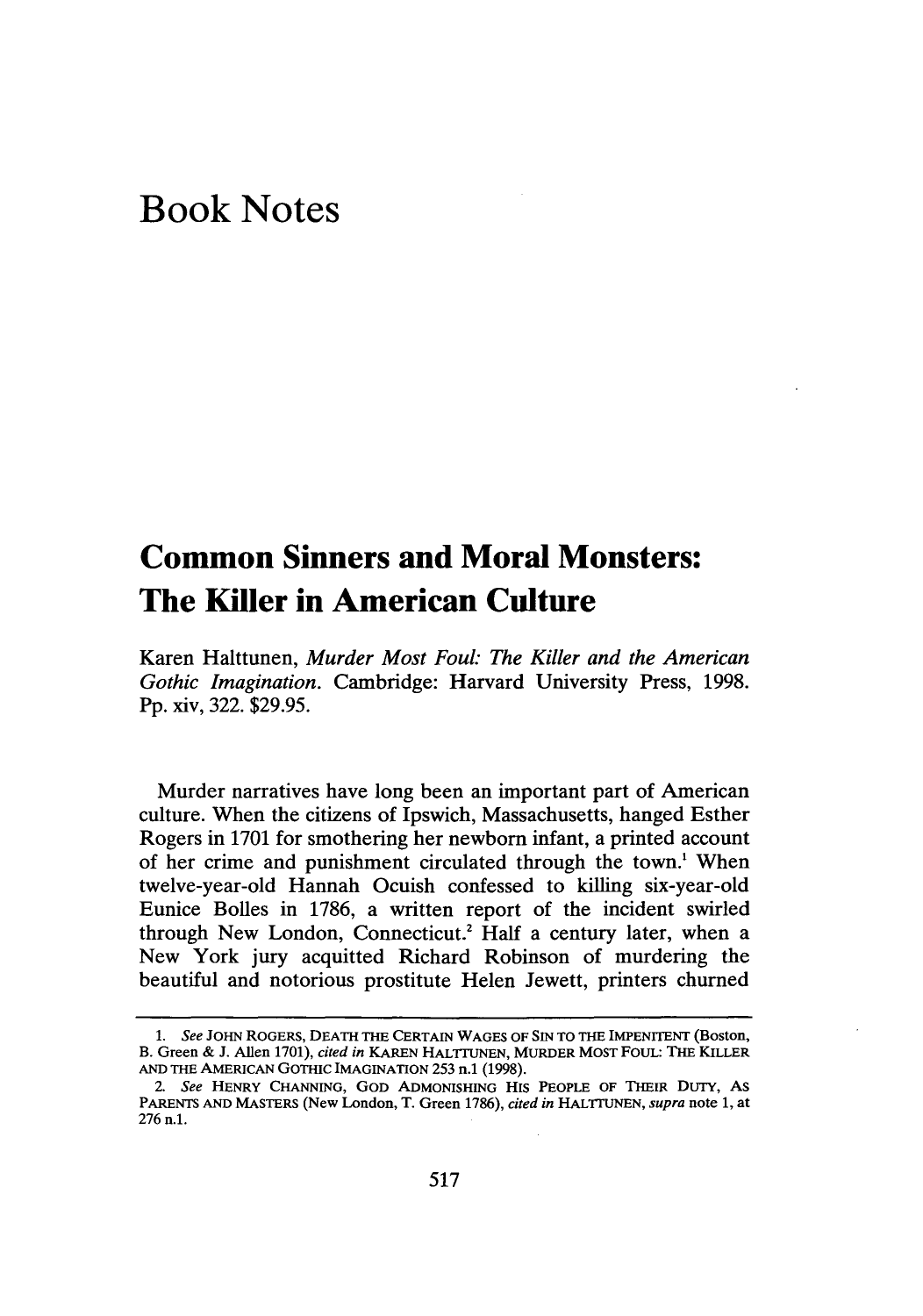# Book Notes

## Common Sinners and Moral Monsters: The Killer in American Culture

Karen Halttunen, *Murder Most Foul: The Killer and the American Gothic Imagination*. Cambridge: Harvard University Press, 1998. Pp. xiv, 322. $29.95.

Murder narratives have long been an important part of American culture. When the citizens of Ipswich, Massachusetts, hanged Esther Rogers in 1701 for smothering her newborn infant, a printed account of her crime and punishment circulated through the town.[1] When twelve-year-old Hannah Ocuish confessed to killing six-year-old Eunice Bolles in 1786, a written report of the incident swirled through New London, Connecticut.[2] Half a century later, when a New York jury acquitted Richard Robinson of murdering the beautiful and notorious prostitute Helen Jewett, printers churned

---

1. *See* JOHN ROGERS, DEATH THE CERTAIN WAGES OF SIN TO THE IMPENITENT (Boston, B. Green & J. Allen 1701), *cited in* KAREN HALTTUNEN, MURDER MOST FOUL: THE KILLER AND THE AMERICAN GOTHIC IMAGINATION 253 n.1 (1998).

2. *See* HENRY CHANNING, GOD ADMONISHING HIS PEOPLE OF THEIR DUTY, AS PARENTS AND MASTERS (New London, T. Green 1786), *cited in* HALTTUNEN, *supra* note 1, at 276 n.1.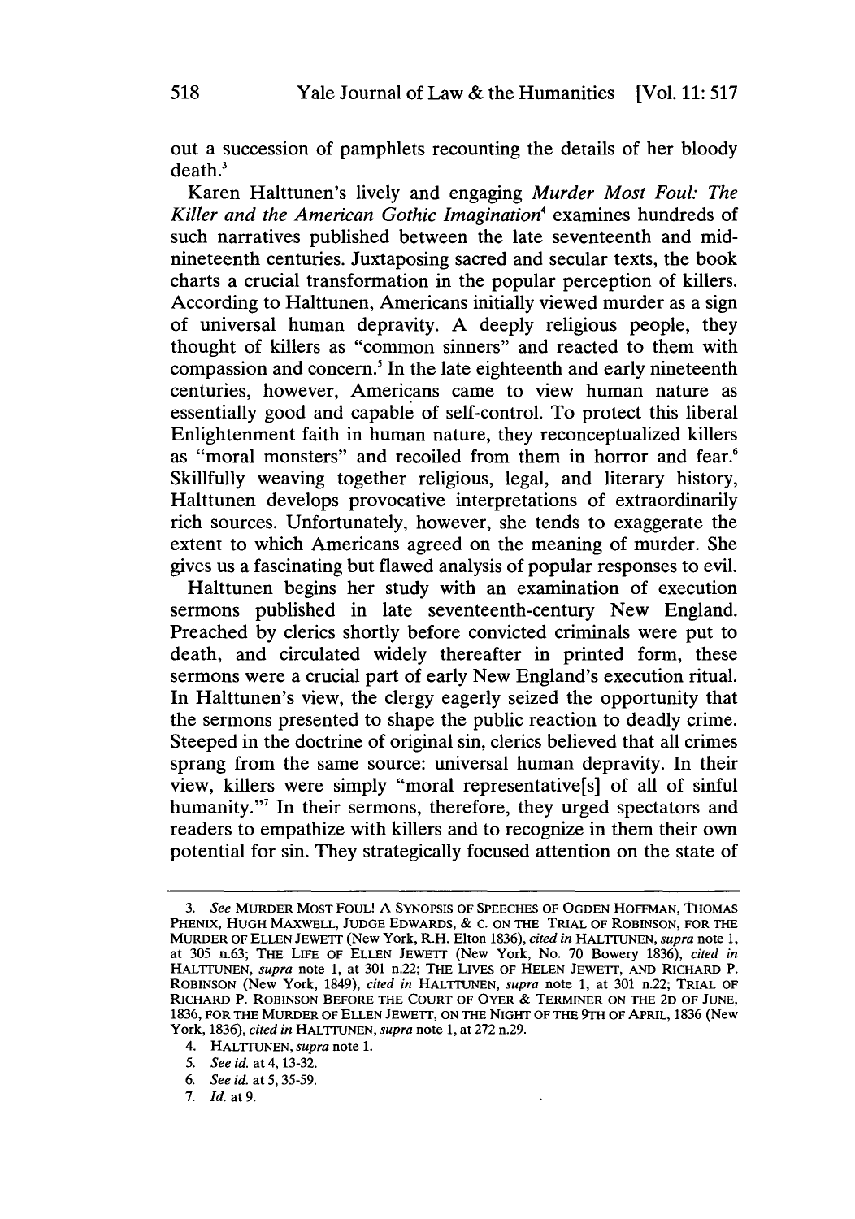out a succession of pamphlets recounting the details of her bloody death.[3]

Karen Halttunen's lively and engaging *Murder Most Foul: The Killer and the American Gothic Imagination*[4] examines hundreds of such narratives published between the late seventeenth and mid-nineteenth centuries. Juxtaposing sacred and secular texts, the book charts a crucial transformation in the popular perception of killers. According to Halttunen, Americans initially viewed murder as a sign of universal human depravity. A deeply religious people, they thought of killers as "common sinners" and reacted to them with compassion and concern.[5] In the late eighteenth and early nineteenth centuries, however, Americans came to view human nature as essentially good and capable of self-control. To protect this liberal Enlightenment faith in human nature, they reconceptualized killers as "moral monsters" and recoiled from them in horror and fear.[6] Skillfully weaving together religious, legal, and literary history, Halttunen develops provocative interpretations of extraordinarily rich sources. Unfortunately, however, she tends to exaggerate the extent to which Americans agreed on the meaning of murder. She gives us a fascinating but flawed analysis of popular responses to evil.

Halttunen begins her study with an examination of execution sermons published in late seventeenth-century New England. Preached by clerics shortly before convicted criminals were put to death, and circulated widely thereafter in printed form, these sermons were a crucial part of early New England's execution ritual. In Halttunen's view, the clergy eagerly seized the opportunity that the sermons presented to shape the public reaction to deadly crime. Steeped in the doctrine of original sin, clerics believed that all crimes sprang from the same source: universal human depravity. In their view, killers were simply "moral representative[s] of all of sinful humanity."[7] In their sermons, therefore, they urged spectators and readers to empathize with killers and to recognize in them their own potential for sin. They strategically focused attention on the state of

---

3. *See* MURDER MOST FOUL! A SYNOPSIS OF SPEECHES OF OGDEN HOFFMAN, THOMAS PHENIX, HUGH MAXWELL, JUDGE EDWARDS, & C. ON THE TRIAL OF ROBINSON, FOR THE MURDER OF ELLEN JEWETT (New York, R.H. Elton 1836), *cited in* HALTTUNEN, *supra* note 1, at 305 n.63; THE LIFE OF ELLEN JEWETT (New York, No. 70 Bowery 1836), *cited in* HALTTUNEN, *supra* note 1, at 301 n.22; THE LIVES OF HELEN JEWETT, AND RICHARD P. ROBINSON (New York, 1849), *cited in* HALTTUNEN, *supra* note 1, at 301 n.22; TRIAL OF RICHARD P. ROBINSON BEFORE THE COURT OF OYER & TERMINER ON THE 2D OF JUNE, 1836, FOR THE MURDER OF ELLEN JEWETT, ON THE NIGHT OF THE 9TH OF APRIL, 1836 (New York, 1836), *cited in* HALTTUNEN, *supra* note 1, at 272 n.29.

4. HALTTUNEN, *supra* note 1.

5. *See id.* at 4, 13-32.

6. *See id.* at 5, 35-59.

7. *Id.* at 9.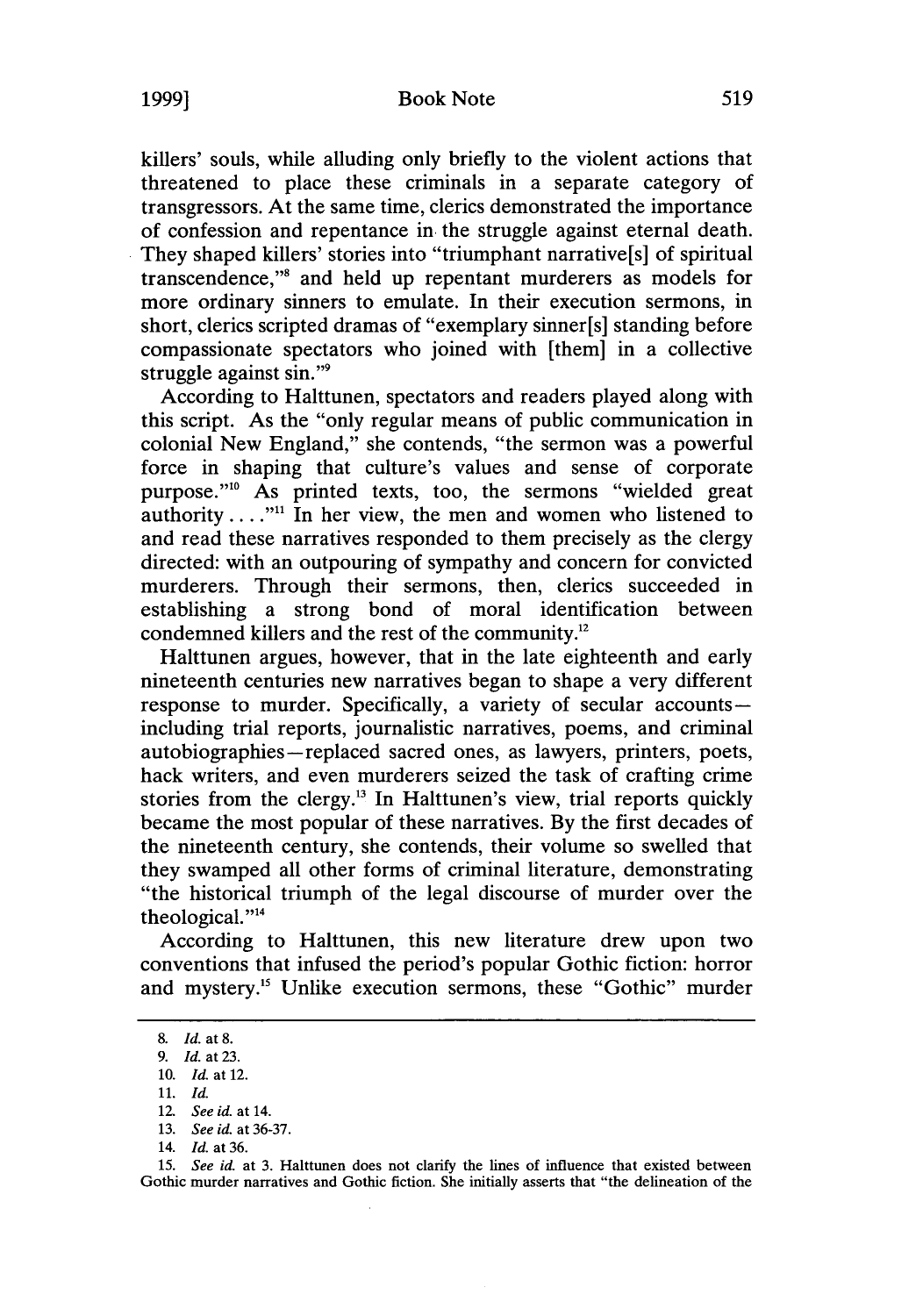killers' souls, while alluding only briefly to the violent actions that threatened to place these criminals in a separate category of transgressors. At the same time, clerics demonstrated the importance of confession and repentance in the struggle against eternal death. They shaped killers' stories into "triumphant narrative[s] of spiritual transcendence,"[8] and held up repentant murderers as models for more ordinary sinners to emulate. In their execution sermons, in short, clerics scripted dramas of "exemplary sinner[s] standing before compassionate spectators who joined with [them] in a collective struggle against sin."[9]

According to Halttunen, spectators and readers played along with this script. As the "only regular means of public communication in colonial New England," she contends, "the sermon was a powerful force in shaping that culture's values and sense of corporate purpose."[10] As printed texts, too, the sermons "wielded great authority...."[11] In her view, the men and women who listened to and read these narratives responded to them precisely as the clergy directed: with an outpouring of sympathy and concern for convicted murderers. Through their sermons, then, clerics succeeded in establishing a strong bond of moral identification between condemned killers and the rest of the community.[12]

Halttunen argues, however, that in the late eighteenth and early nineteenth centuries new narratives began to shape a very different response to murder. Specifically, a variety of secular accounts—including trial reports, journalistic narratives, poems, and criminal autobiographies—replaced sacred ones, as lawyers, printers, poets, hack writers, and even murderers seized the task of crafting crime stories from the clergy.[13] In Halttunen's view, trial reports quickly became the most popular of these narratives. By the first decades of the nineteenth century, she contends, their volume so swelled that they swamped all other forms of criminal literature, demonstrating "the historical triumph of the legal discourse of murder over the theological."[14]

According to Halttunen, this new literature drew upon two conventions that infused the period's popular Gothic fiction: horror and mystery.[15] Unlike execution sermons, these "Gothic" murder

---

8. *Id.* at 8.

9. *Id.* at 23.

10. *Id.* at 12.

11. *Id.*

12. *See id.* at 14.

13. *See id.* at 36-37.

14. *Id.* at 36.

15. *See id.* at 3. Halttunen does not clarify the lines of influence that existed between Gothic murder narratives and Gothic fiction. She initially asserts that "the delineation of the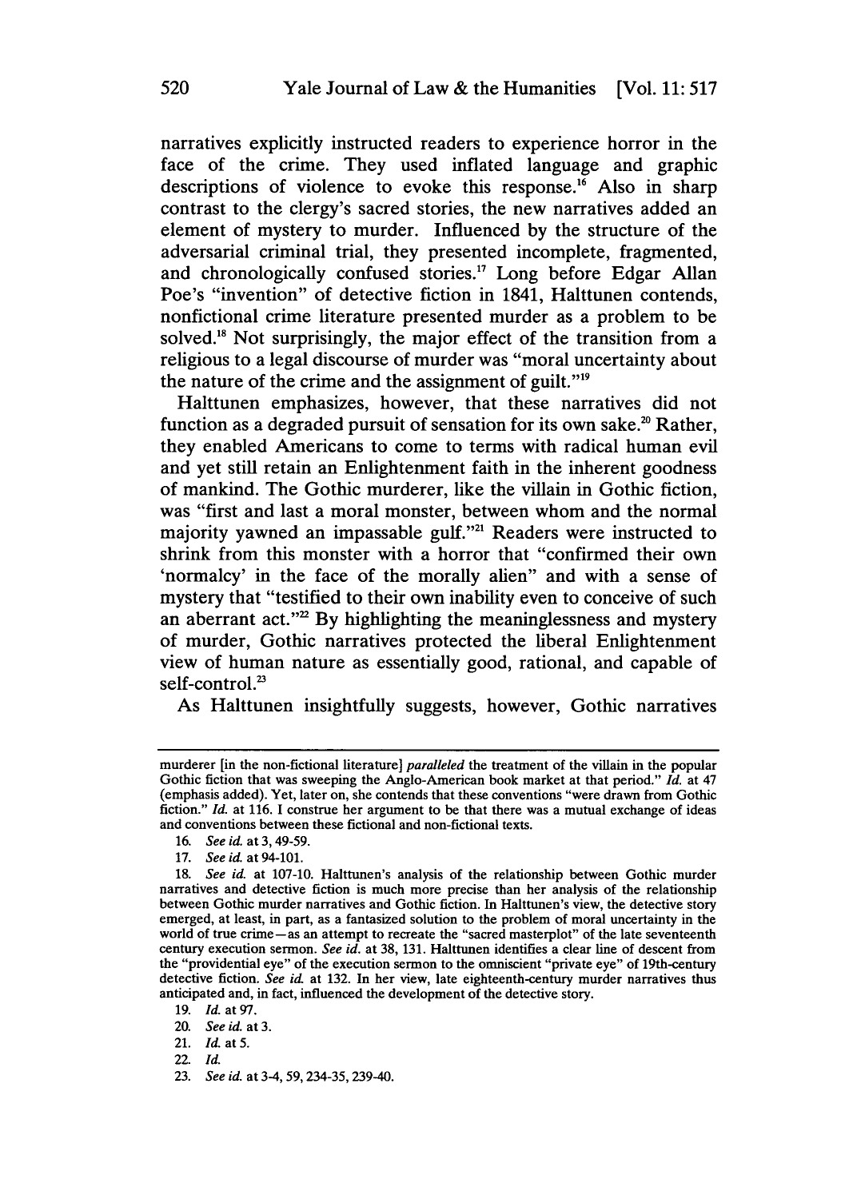narratives explicitly instructed readers to experience horror in the face of the crime. They used inflated language and graphic descriptions of violence to evoke this response.[16] Also in sharp contrast to the clergy's sacred stories, the new narratives added an element of mystery to murder. Influenced by the structure of the adversarial criminal trial, they presented incomplete, fragmented, and chronologically confused stories.[17] Long before Edgar Allan Poe's "invention" of detective fiction in 1841, Halttunen contends, nonfictional crime literature presented murder as a problem to be solved.[18] Not surprisingly, the major effect of the transition from a religious to a legal discourse of murder was "moral uncertainty about the nature of the crime and the assignment of guilt."[19]

Halttunen emphasizes, however, that these narratives did not function as a degraded pursuit of sensation for its own sake.[20] Rather, they enabled Americans to come to terms with radical human evil and yet still retain an Enlightenment faith in the inherent goodness of mankind. The Gothic murderer, like the villain in Gothic fiction, was "first and last a moral monster, between whom and the normal majority yawned an impassable gulf."[21] Readers were instructed to shrink from this monster with a horror that "confirmed their own 'normalcy' in the face of the morally alien" and with a sense of mystery that "testified to their own inability even to conceive of such an aberrant act."[22] By highlighting the meaninglessness and mystery of murder, Gothic narratives protected the liberal Enlightenment view of human nature as essentially good, rational, and capable of self-control.[23]

As Halttunen insightfully suggests, however, Gothic narratives

---

murderer [in the non-fictional literature] *paralleled* the treatment of the villain in the popular Gothic fiction that was sweeping the Anglo-American book market at that period." *Id.* at 47 (emphasis added). Yet, later on, she contends that these conventions "were drawn from Gothic fiction." *Id.* at 116. I construe her argument to be that there was a mutual exchange of ideas and conventions between these fictional and non-fictional texts.

16. *See id.* at 3, 49-59.

17. *See id.* at 94-101.

18. *See id.* at 107-10. Halttunen's analysis of the relationship between Gothic murder narratives and detective fiction is much more precise than her analysis of the relationship between Gothic murder narratives and Gothic fiction. In Halttunen's view, the detective story emerged, at least, in part, as a fantasized solution to the problem of moral uncertainty in the world of true crime—as an attempt to recreate the "sacred masterplot" of the late seventeenth century execution sermon. *See id.* at 38, 131. Halttunen identifies a clear line of descent from the "providential eye" of the execution sermon to the omniscient "private eye" of 19th-century detective fiction. *See id.* at 132. In her view, late eighteenth-century murder narratives thus anticipated and, in fact, influenced the development of the detective story.

19. *Id.* at 97.

20. *See id.* at 3.

21. *Id.* at 5.

22. *Id.*

23. *See id.* at 3-4, 59, 234-35, 239-40.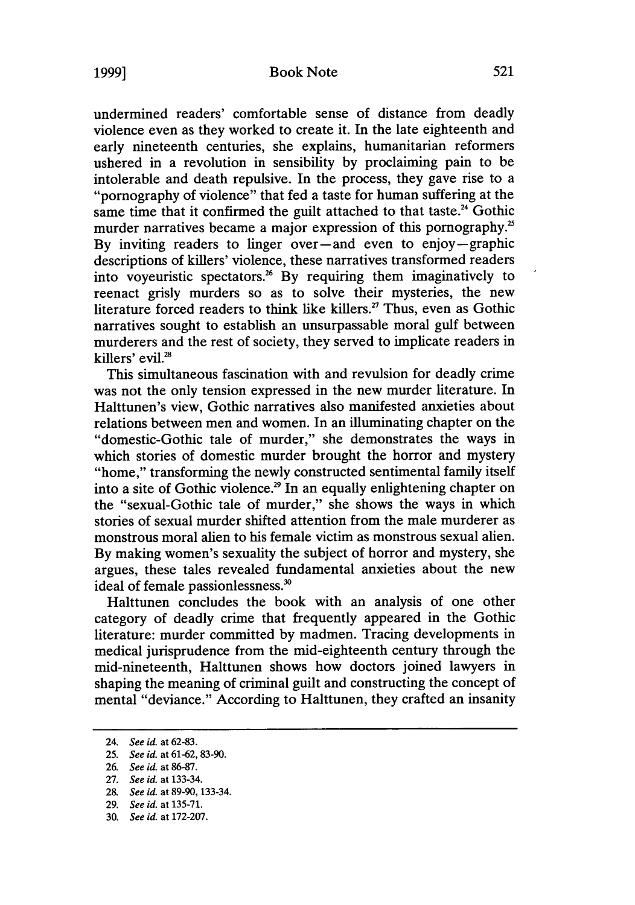undermined readers' comfortable sense of distance from deadly violence even as they worked to create it. In the late eighteenth and early nineteenth centuries, she explains, humanitarian reformers ushered in a revolution in sensibility by proclaiming pain to be intolerable and death repulsive. In the process, they gave rise to a "pornography of violence" that fed a taste for human suffering at the same time that it confirmed the guilt attached to that taste.[24] Gothic murder narratives became a major expression of this pornography.[25] By inviting readers to linger over—and even to enjoy—graphic descriptions of killers' violence, these narratives transformed readers into voyeuristic spectators.[26] By requiring them imaginatively to reenact grisly murders so as to solve their mysteries, the new literature forced readers to think like killers.[27] Thus, even as Gothic narratives sought to establish an unsurpassable moral gulf between murderers and the rest of society, they served to implicate readers in killers' evil.[28]

This simultaneous fascination with and revulsion for deadly crime was not the only tension expressed in the new murder literature. In Halttunen's view, Gothic narratives also manifested anxieties about relations between men and women. In an illuminating chapter on the "domestic-Gothic tale of murder," she demonstrates the ways in which stories of domestic murder brought the horror and mystery "home," transforming the newly constructed sentimental family itself into a site of Gothic violence.[29] In an equally enlightening chapter on the "sexual-Gothic tale of murder," she shows the ways in which stories of sexual murder shifted attention from the male murderer as monstrous moral alien to his female victim as monstrous sexual alien. By making women's sexuality the subject of horror and mystery, she argues, these tales revealed fundamental anxieties about the new ideal of female passionlessness.[30]

Halttunen concludes the book with an analysis of one other category of deadly crime that frequently appeared in the Gothic literature: murder committed by madmen. Tracing developments in medical jurisprudence from the mid-eighteenth century through the mid-nineteenth, Halttunen shows how doctors joined lawyers in shaping the meaning of criminal guilt and constructing the concept of mental "deviance." According to Halttunen, they crafted an insanity

---

24. *See id.* at 62-83.
25. *See id.* at 61-62, 83-90.
26. *See id.* at 86-87.
27. *See id.* at 133-34.
28. *See id.* at 89-90, 133-34.
29. *See id.* at 135-71.
30. *See id.* at 172-207.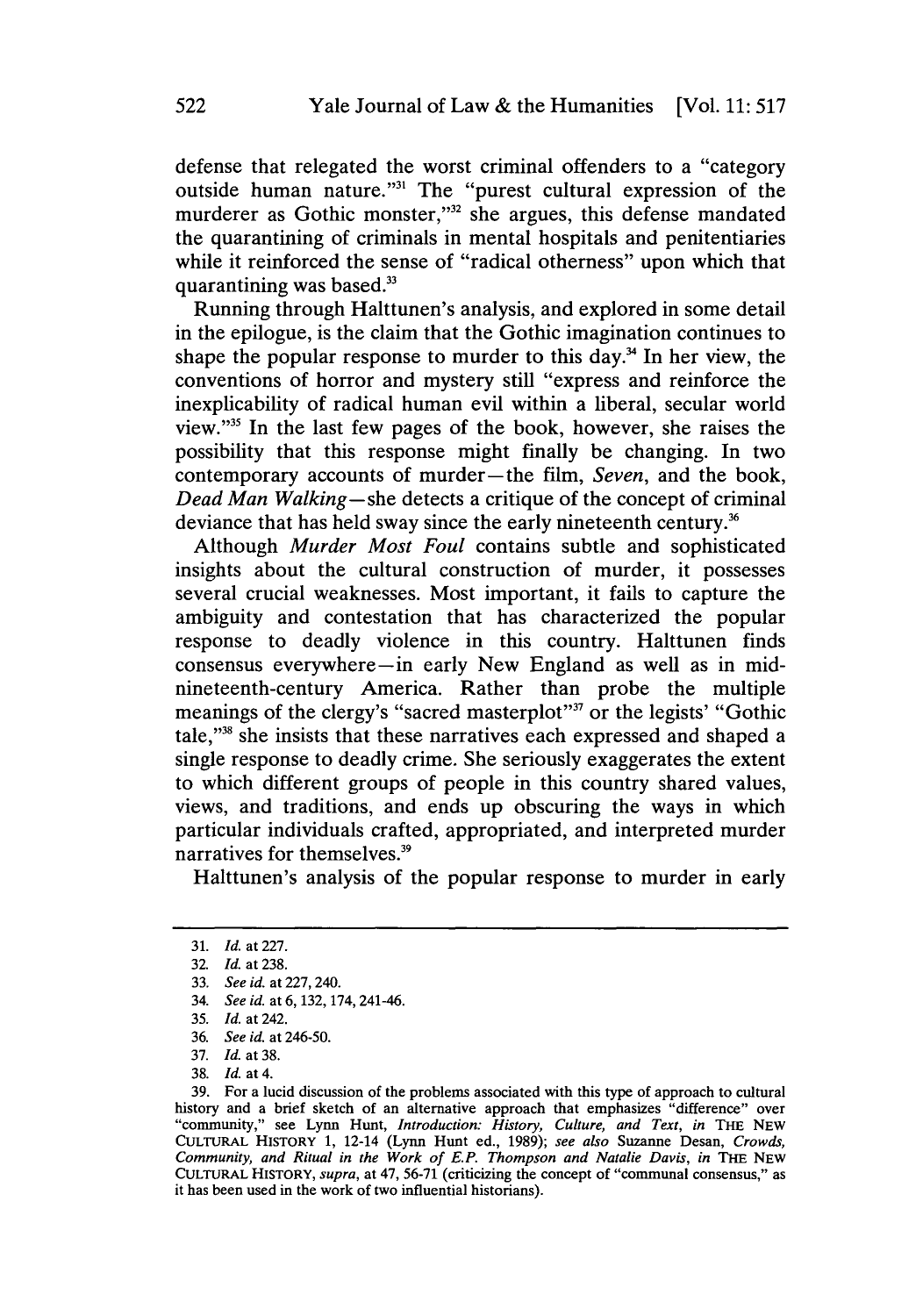defense that relegated the worst criminal offenders to a "category outside human nature."[31] The "purest cultural expression of the murderer as Gothic monster,"[32] she argues, this defense mandated the quarantining of criminals in mental hospitals and penitentiaries while it reinforced the sense of "radical otherness" upon which that quarantining was based.[33]

Running through Halttunen's analysis, and explored in some detail in the epilogue, is the claim that the Gothic imagination continues to shape the popular response to murder to this day.[34] In her view, the conventions of horror and mystery still "express and reinforce the inexplicability of radical human evil within a liberal, secular world view."[35] In the last few pages of the book, however, she raises the possibility that this response might finally be changing. In two contemporary accounts of murder—the film, *Seven*, and the book, *Dead Man Walking*—she detects a critique of the concept of criminal deviance that has held sway since the early nineteenth century.[36]

Although *Murder Most Foul* contains subtle and sophisticated insights about the cultural construction of murder, it possesses several crucial weaknesses. Most important, it fails to capture the ambiguity and contestation that has characterized the popular response to deadly violence in this country. Halttunen finds consensus everywhere—in early New England as well as in mid-nineteenth-century America. Rather than probe the multiple meanings of the clergy's "sacred masterplot"[37] or the legists' "Gothic tale,"[38] she insists that these narratives each expressed and shaped a single response to deadly crime. She seriously exaggerates the extent to which different groups of people in this country shared values, views, and traditions, and ends up obscuring the ways in which particular individuals crafted, appropriated, and interpreted murder narratives for themselves.[39]

Halttunen's analysis of the popular response to murder in early

---

31. *Id.* at 227.
32. *Id.* at 238.
33. *See id.* at 227, 240.
34. *See id.* at 6, 132, 174, 241-46.
35. *Id.* at 242.
36. *See id.* at 246-50.
37. *Id.* at 38.
38. *Id.* at 4.
39. For a lucid discussion of the problems associated with this type of approach to cultural history and a brief sketch of an alternative approach that emphasizes "difference" over "community," see Lynn Hunt, *Introduction: History, Culture, and Text*, *in* THE NEW CULTURAL HISTORY 1, 12-14 (Lynn Hunt ed., 1989); *see also* Suzanne Desan, *Crowds, Community, and Ritual in the Work of E.P. Thompson and Natalie Davis*, *in* THE NEW CULTURAL HISTORY, *supra*, at 47, 56-71 (criticizing the concept of "communal consensus," as it has been used in the work of two influential historians).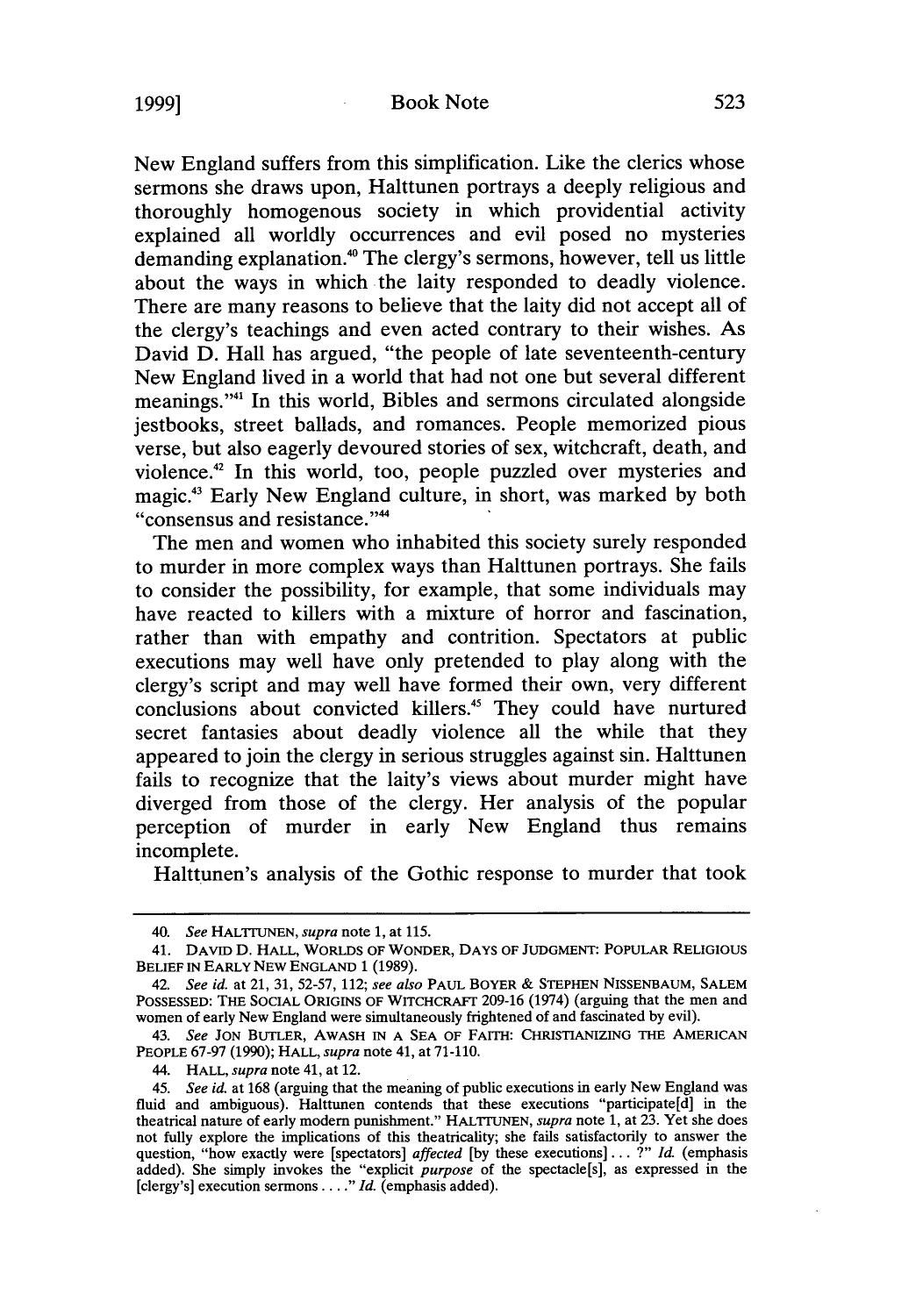New England suffers from this simplification. Like the clerics whose sermons she draws upon, Halttunen portrays a deeply religious and thoroughly homogenous society in which providential activity explained all worldly occurrences and evil posed no mysteries demanding explanation.[40] The clergy's sermons, however, tell us little about the ways in which the laity responded to deadly violence. There are many reasons to believe that the laity did not accept all of the clergy's teachings and even acted contrary to their wishes. As David D. Hall has argued, "the people of late seventeenth-century New England lived in a world that had not one but several different meanings."[41] In this world, Bibles and sermons circulated alongside jestbooks, street ballads, and romances. People memorized pious verse, but also eagerly devoured stories of sex, witchcraft, death, and violence.[42] In this world, too, people puzzled over mysteries and magic.[43] Early New England culture, in short, was marked by both "consensus and resistance."[44]

The men and women who inhabited this society surely responded to murder in more complex ways than Halttunen portrays. She fails to consider the possibility, for example, that some individuals may have reacted to killers with a mixture of horror and fascination, rather than with empathy and contrition. Spectators at public executions may well have only pretended to play along with the clergy's script and may well have formed their own, very different conclusions about convicted killers.[45] They could have nurtured secret fantasies about deadly violence all the while that they appeared to join the clergy in serious struggles against sin. Halttunen fails to recognize that the laity's views about murder might have diverged from those of the clergy. Her analysis of the popular perception of murder in early New England thus remains incomplete.

Halttunen's analysis of the Gothic response to murder that took

---

40. *See* HALTTUNEN, *supra* note 1, at 115.

41. DAVID D. HALL, WORLDS OF WONDER, DAYS OF JUDGMENT: POPULAR RELIGIOUS BELIEF IN EARLY NEW ENGLAND 1 (1989).

42. *See id.* at 21, 31, 52-57, 112; *see also* PAUL BOYER & STEPHEN NISSENBAUM, SALEM POSSESSED: THE SOCIAL ORIGINS OF WITCHCRAFT 209-16 (1974) (arguing that the men and women of early New England were simultaneously frightened of and fascinated by evil).

43. *See* JON BUTLER, AWASH IN A SEA OF FAITH: CHRISTIANIZING THE AMERICAN PEOPLE 67-97 (1990); HALL, *supra* note 41, at 71-110.

44. HALL, *supra* note 41, at 12.

45. *See id.* at 168 (arguing that the meaning of public executions in early New England was fluid and ambiguous). Halttunen contends that these executions "participate[d] in the theatrical nature of early modern punishment." HALTTUNEN, *supra* note 1, at 23. Yet she does not fully explore the implications of this theatricality; she fails satisfactorily to answer the question, "how exactly were [spectators] *affected* [by these executions] . . . ?" *Id.* (emphasis added). She simply invokes the "explicit *purpose* of the spectacle[s], as expressed in the [clergy's] execution sermons . . . ." *Id.* (emphasis added).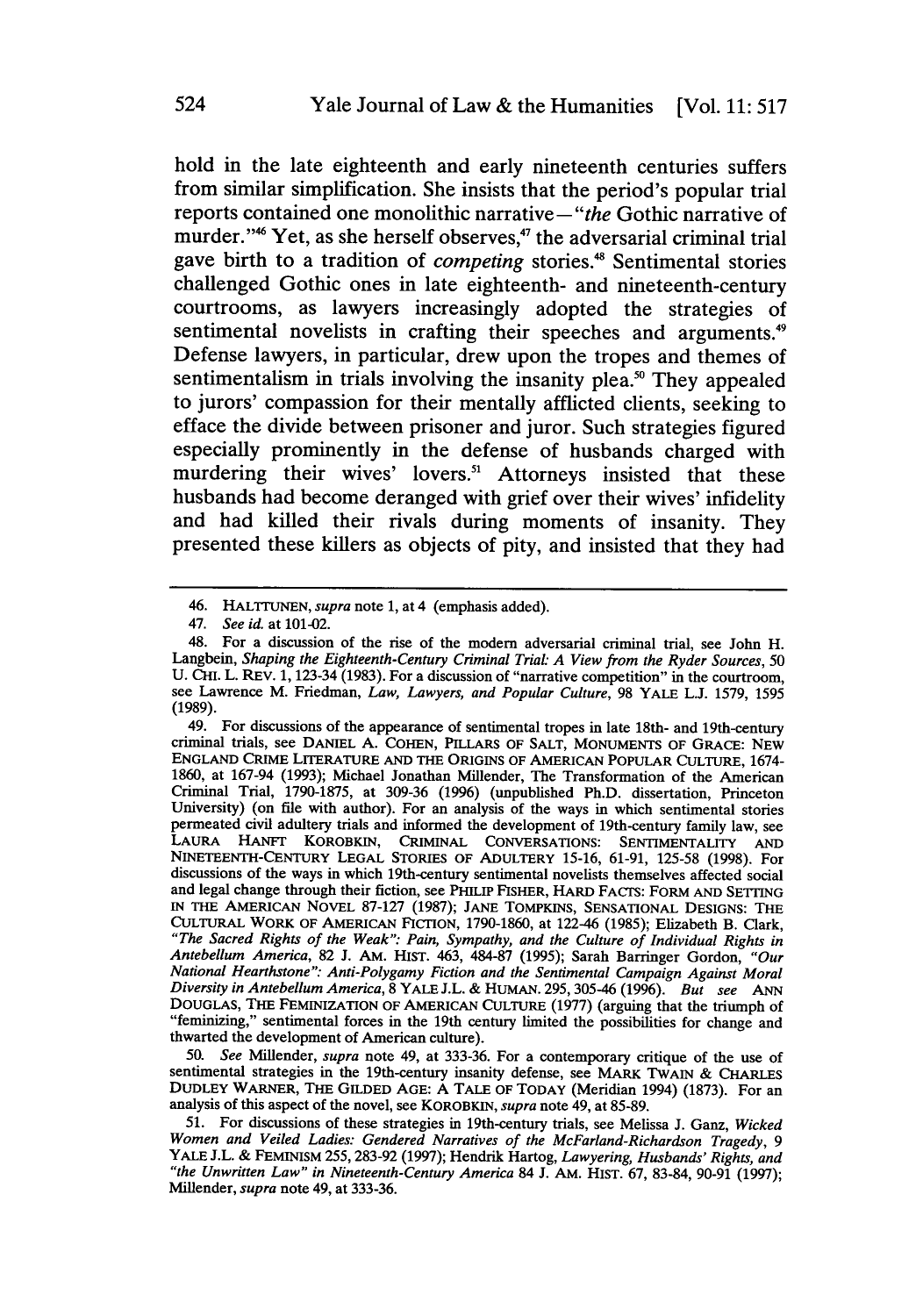hold in the late eighteenth and early nineteenth centuries suffers from similar simplification. She insists that the period's popular trial reports contained one monolithic narrative—"*the* Gothic narrative of murder."[46] Yet, as she herself observes,[47] the adversarial criminal trial gave birth to a tradition of *competing* stories.[48] Sentimental stories challenged Gothic ones in late eighteenth- and nineteenth-century courtrooms, as lawyers increasingly adopted the strategies of sentimental novelists in crafting their speeches and arguments.[49] Defense lawyers, in particular, drew upon the tropes and themes of sentimentalism in trials involving the insanity plea.[50] They appealed to jurors' compassion for their mentally afflicted clients, seeking to efface the divide between prisoner and juror. Such strategies figured especially prominently in the defense of husbands charged with murdering their wives' lovers.[51] Attorneys insisted that these husbands had become deranged with grief over their wives' infidelity and had killed their rivals during moments of insanity. They presented these killers as objects of pity, and insisted that they had

---

46. HALTTUNEN, *supra* note 1, at 4 (emphasis added).

47. *See id.* at 101-02.

48. For a discussion of the rise of the modern adversarial criminal trial, see John H. Langbein, *Shaping the Eighteenth-Century Criminal Trial: A View from the Ryder Sources*, 50 U. CHI. L. REV. 1, 123-34 (1983). For a discussion of "narrative competition" in the courtroom, see Lawrence M. Friedman, *Law, Lawyers, and Popular Culture*, 98 YALE L.J. 1579, 1595 (1989).

49. For discussions of the appearance of sentimental tropes in late 18th- and 19th-century criminal trials, see DANIEL A. COHEN, PILLARS OF SALT, MONUMENTS OF GRACE: NEW ENGLAND CRIME LITERATURE AND THE ORIGINS OF AMERICAN POPULAR CULTURE, 1674-1860, at 167-94 (1993); Michael Jonathan Millender, The Transformation of the American Criminal Trial, 1790-1875, at 309-36 (1996) (unpublished Ph.D. dissertation, Princeton University) (on file with author). For an analysis of the ways in which sentimental stories permeated civil adultery trials and informed the development of 19th-century family law, see LAURA HANFT KOROBKIN, CRIMINAL CONVERSATIONS: SENTIMENTALITY AND NINETEENTH-CENTURY LEGAL STORIES OF ADULTERY 15-16, 61-91, 125-58 (1998). For discussions of the ways in which 19th-century sentimental novelists themselves affected social and legal change through their fiction, see PHILIP FISHER, HARD FACTS: FORM AND SETTING IN THE AMERICAN NOVEL 87-127 (1987); JANE TOMPKINS, SENSATIONAL DESIGNS: THE CULTURAL WORK OF AMERICAN FICTION, 1790-1860, at 122-46 (1985); Elizabeth B. Clark, *"The Sacred Rights of the Weak": Pain, Sympathy, and the Culture of Individual Rights in Antebellum America*, 82 J. AM. HIST. 463, 484-87 (1995); Sarah Barringer Gordon, *"Our National Hearthstone": Anti-Polygamy Fiction and the Sentimental Campaign Against Moral Diversity in Antebellum America*, 8 YALE J.L. & HUMAN. 295, 305-46 (1996). *But see* ANN DOUGLAS, THE FEMINIZATION OF AMERICAN CULTURE (1977) (arguing that the triumph of "feminizing," sentimental forces in the 19th century limited the possibilities for change and thwarted the development of American culture).

50. *See* Millender, *supra* note 49, at 333-36. For a contemporary critique of the use of sentimental strategies in the 19th-century insanity defense, see MARK TWAIN & CHARLES DUDLEY WARNER, THE GILDED AGE: A TALE OF TODAY (Meridian 1994) (1873). For an analysis of this aspect of the novel, see KOROBKIN, *supra* note 49, at 85-89.

51. For discussions of these strategies in 19th-century trials, see Melissa J. Ganz, *Wicked Women and Veiled Ladies: Gendered Narratives of the McFarland-Richardson Tragedy*, 9 YALE J.L. & FEMINISM 255, 283-92 (1997); Hendrik Hartog, *Lawyering, Husbands' Rights, and "the Unwritten Law" in Nineteenth-Century America* 84 J. AM. HIST. 67, 83-84, 90-91 (1997); Millender, *supra* note 49, at 333-36.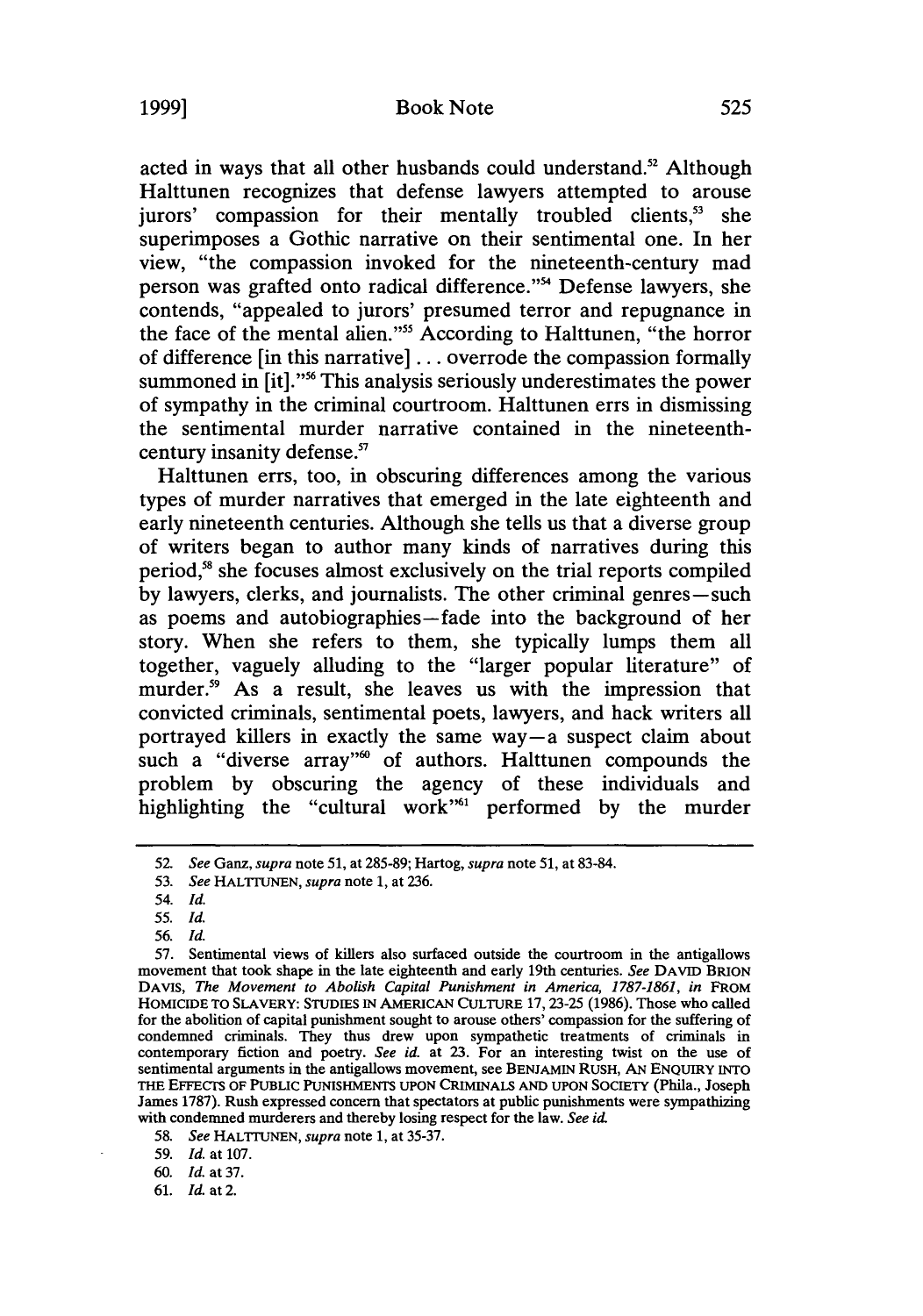acted in ways that all other husbands could understand.[52] Although Halttunen recognizes that defense lawyers attempted to arouse jurors' compassion for their mentally troubled clients,[53] she superimposes a Gothic narrative on their sentimental one. In her view, "the compassion invoked for the nineteenth-century mad person was grafted onto radical difference."[54] Defense lawyers, she contends, "appealed to jurors' presumed terror and repugnance in the face of the mental alien."[55] According to Halttunen, "the horror of difference [in this narrative] . . . overrode the compassion formally summoned in [it]."[56] This analysis seriously underestimates the power of sympathy in the criminal courtroom. Halttunen errs in dismissing the sentimental murder narrative contained in the nineteenth-century insanity defense.[57]

Halttunen errs, too, in obscuring differences among the various types of murder narratives that emerged in the late eighteenth and early nineteenth centuries. Although she tells us that a diverse group of writers began to author many kinds of narratives during this period,[58] she focuses almost exclusively on the trial reports compiled by lawyers, clerks, and journalists. The other criminal genres—such as poems and autobiographies—fade into the background of her story. When she refers to them, she typically lumps them all together, vaguely alluding to the "larger popular literature" of murder.[59] As a result, she leaves us with the impression that convicted criminals, sentimental poets, lawyers, and hack writers all portrayed killers in exactly the same way—a suspect claim about such a "diverse array"[60] of authors. Halttunen compounds the problem by obscuring the agency of these individuals and highlighting the "cultural work"[61] performed by the murder

---

52. *See* Ganz, *supra* note 51, at 285-89; Hartog, *supra* note 51, at 83-84.

53. *See* HALTTUNEN, *supra* note 1, at 236.

54. *Id.*

55. *Id.*

56. *Id.*

57. Sentimental views of killers also surfaced outside the courtroom in the antigallows movement that took shape in the late eighteenth and early 19th centuries. *See* DAVID BRION DAVIS, *The Movement to Abolish Capital Punishment in America, 1787-1861*, *in* FROM HOMICIDE TO SLAVERY: STUDIES IN AMERICAN CULTURE 17, 23-25 (1986). Those who called for the abolition of capital punishment sought to arouse others' compassion for the suffering of condemned criminals. They thus drew upon sympathetic treatments of criminals in contemporary fiction and poetry. *See id.* at 23. For an interesting twist on the use of sentimental arguments in the antigallows movement, see BENJAMIN RUSH, AN ENQUIRY INTO THE EFFECTS OF PUBLIC PUNISHMENTS UPON CRIMINALS AND UPON SOCIETY (Phila., Joseph James 1787). Rush expressed concern that spectators at public punishments were sympathizing with condemned murderers and thereby losing respect for the law. *See id.*

58. *See* HALTTUNEN, *supra* note 1, at 35-37.

59. *Id.* at 107.

60. *Id.* at 37.

61. *Id.* at 2.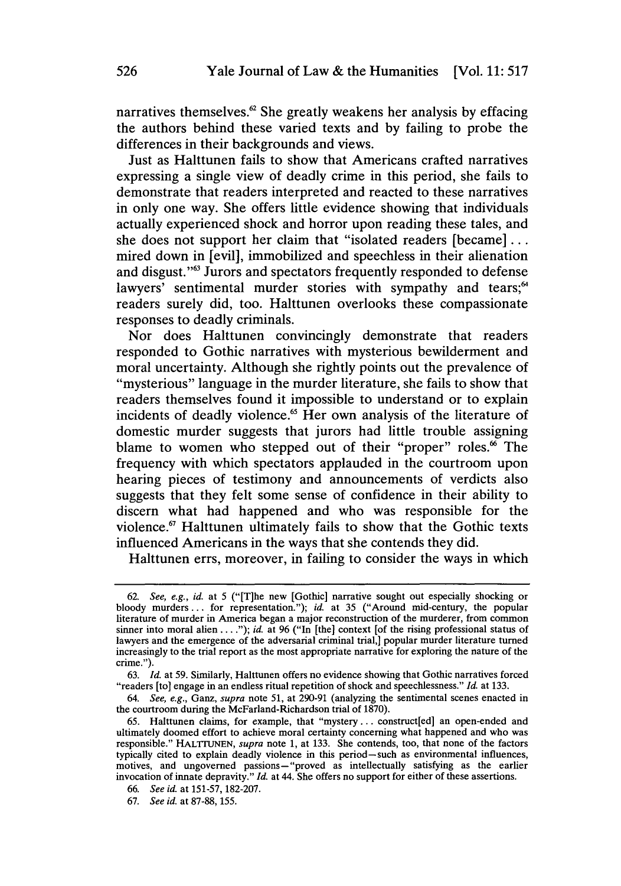narratives themselves.[62] She greatly weakens her analysis by effacing the authors behind these varied texts and by failing to probe the differences in their backgrounds and views.

Just as Halttunen fails to show that Americans crafted narratives expressing a single view of deadly crime in this period, she fails to demonstrate that readers interpreted and reacted to these narratives in only one way. She offers little evidence showing that individuals actually experienced shock and horror upon reading these tales, and she does not support her claim that "isolated readers [became] . . . mired down in [evil], immobilized and speechless in their alienation and disgust."[63] Jurors and spectators frequently responded to defense lawyers' sentimental murder stories with sympathy and tears;[64] readers surely did, too. Halttunen overlooks these compassionate responses to deadly criminals.

Nor does Halttunen convincingly demonstrate that readers responded to Gothic narratives with mysterious bewilderment and moral uncertainty. Although she rightly points out the prevalence of "mysterious" language in the murder literature, she fails to show that readers themselves found it impossible to understand or to explain incidents of deadly violence.[65] Her own analysis of the literature of domestic murder suggests that jurors had little trouble assigning blame to women who stepped out of their "proper" roles.[66] The frequency with which spectators applauded in the courtroom upon hearing pieces of testimony and announcements of verdicts also suggests that they felt some sense of confidence in their ability to discern what had happened and who was responsible for the violence.[67] Halttunen ultimately fails to show that the Gothic texts influenced Americans in the ways that she contends they did.

Halttunen errs, moreover, in failing to consider the ways in which

---

62. *See, e.g., id.* at 5 ("[T]he new [Gothic] narrative sought out especially shocking or bloody murders . . . for representation."); *id.* at 35 ("Around mid-century, the popular literature of murder in America began a major reconstruction of the murderer, from common sinner into moral alien . . . ."); *id.* at 96 ("In [the] context [of the rising professional status of lawyers and the emergence of the adversarial criminal trial,] popular murder literature turned increasingly to the trial report as the most appropriate narrative for exploring the nature of the crime.").

63. *Id.* at 59. Similarly, Halttunen offers no evidence showing that Gothic narratives forced "readers [to] engage in an endless ritual repetition of shock and speechlessness." *Id.* at 133.

64. *See, e.g.,* Ganz, *supra* note 51, at 290-91 (analyzing the sentimental scenes enacted in the courtroom during the McFarland-Richardson trial of 1870).

65. Halttunen claims, for example, that "mystery . . . construct[ed] an open-ended and ultimately doomed effort to achieve moral certainty concerning what happened and who was responsible." HALTTUNEN, *supra* note 1, at 133. She contends, too, that none of the factors typically cited to explain deadly violence in this period—such as environmental influences, motives, and ungoverned passions—"proved as intellectually satisfying as the earlier invocation of innate depravity." *Id.* at 44. She offers no support for either of these assertions.

66. *See id.* at 151-57, 182-207.

67. *See id.* at 87-88, 155.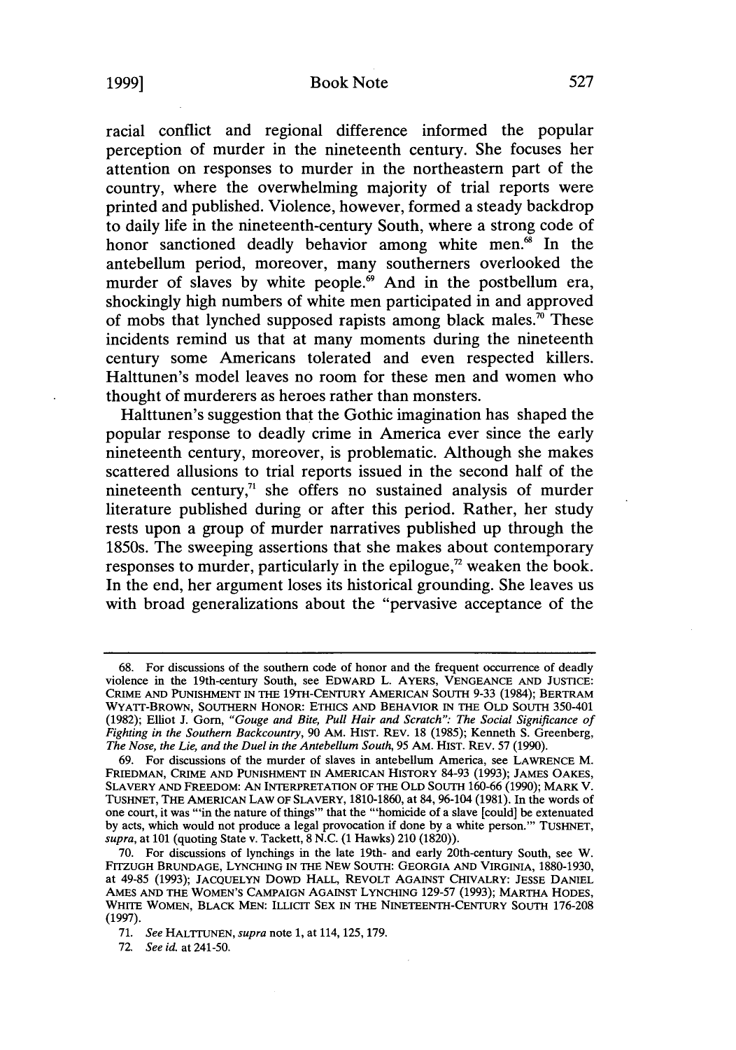racial conflict and regional difference informed the popular perception of murder in the nineteenth century. She focuses her attention on responses to murder in the northeastern part of the country, where the overwhelming majority of trial reports were printed and published. Violence, however, formed a steady backdrop to daily life in the nineteenth-century South, where a strong code of honor sanctioned deadly behavior among white men.[68] In the antebellum period, moreover, many southerners overlooked the murder of slaves by white people.[69] And in the postbellum era, shockingly high numbers of white men participated in and approved of mobs that lynched supposed rapists among black males.[70] These incidents remind us that at many moments during the nineteenth century some Americans tolerated and even respected killers. Halttunen's model leaves no room for these men and women who thought of murderers as heroes rather than monsters.

Halttunen's suggestion that the Gothic imagination has shaped the popular response to deadly crime in America ever since the early nineteenth century, moreover, is problematic. Although she makes scattered allusions to trial reports issued in the second half of the nineteenth century,[71] she offers no sustained analysis of murder literature published during or after this period. Rather, her study rests upon a group of murder narratives published up through the 1850s. The sweeping assertions that she makes about contemporary responses to murder, particularly in the epilogue,[72] weaken the book. In the end, her argument loses its historical grounding. She leaves us with broad generalizations about the "pervasive acceptance of the

---

68. For discussions of the southern code of honor and the frequent occurrence of deadly violence in the 19th-century South, see EDWARD L. AYERS, VENGEANCE AND JUSTICE: CRIME AND PUNISHMENT IN THE 19TH-CENTURY AMERICAN SOUTH 9-33 (1984); BERTRAM WYATT-BROWN, SOUTHERN HONOR: ETHICS AND BEHAVIOR IN THE OLD SOUTH 350-401 (1982); Elliot J. Gorn, *"Gouge and Bite, Pull Hair and Scratch": The Social Significance of Fighting in the Southern Backcountry*, 90 AM. HIST. REV. 18 (1985); Kenneth S. Greenberg, *The Nose, the Lie, and the Duel in the Antebellum South*, 95 AM. HIST. REV. 57 (1990).

69. For discussions of the murder of slaves in antebellum America, see LAWRENCE M. FRIEDMAN, CRIME AND PUNISHMENT IN AMERICAN HISTORY 84-93 (1993); JAMES OAKES, SLAVERY AND FREEDOM: AN INTERPRETATION OF THE OLD SOUTH 160-66 (1990); MARK V. TUSHNET, THE AMERICAN LAW OF SLAVERY, 1810-1860, at 84, 96-104 (1981). In the words of one court, it was "'in the nature of things'" that the "'homicide of a slave [could] be extenuated by acts, which would not produce a legal provocation if done by a white person.'" TUSHNET, *supra*, at 101 (quoting State v. Tackett, 8 N.C. (1 Hawks) 210 (1820)).

70. For discussions of lynchings in the late 19th- and early 20th-century South, see W. FITZUGH BRUNDAGE, LYNCHING IN THE NEW SOUTH: GEORGIA AND VIRGINIA, 1880-1930, at 49-85 (1993); JACQUELYN DOWD HALL, REVOLT AGAINST CHIVALRY: JESSE DANIEL AMES AND THE WOMEN'S CAMPAIGN AGAINST LYNCHING 129-57 (1993); MARTHA HODES, WHITE WOMEN, BLACK MEN: ILLICIT SEX IN THE NINETEENTH-CENTURY SOUTH 176-208 (1997).

71. *See* HALTTUNEN, *supra* note 1, at 114, 125, 179.

72. *See id.* at 241-50.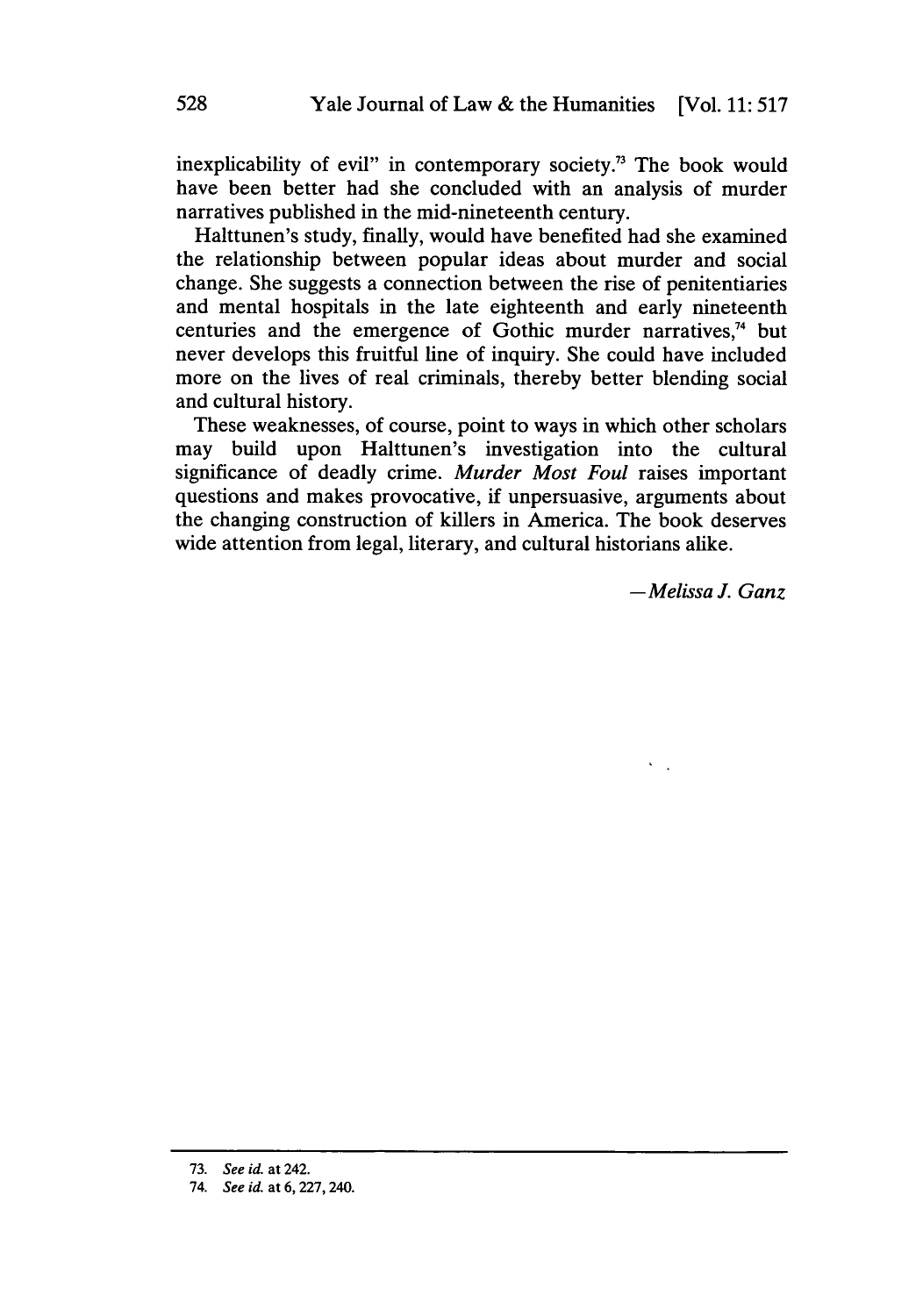inexplicability of evil" in contemporary society.[73] The book would have been better had she concluded with an analysis of murder narratives published in the mid-nineteenth century.

Halttunen's study, finally, would have benefited had she examined the relationship between popular ideas about murder and social change. She suggests a connection between the rise of penitentiaries and mental hospitals in the late eighteenth and early nineteenth centuries and the emergence of Gothic murder narratives,[74] but never develops this fruitful line of inquiry. She could have included more on the lives of real criminals, thereby better blending social and cultural history.

These weaknesses, of course, point to ways in which other scholars may build upon Halttunen's investigation into the cultural significance of deadly crime. *Murder Most Foul* raises important questions and makes provocative, if unpersuasive, arguments about the changing construction of killers in America. The book deserves wide attention from legal, literary, and cultural historians alike.

*—Melissa J. Ganz*

---

73. *See id.* at 242.

74. *See id.* at 6, 227, 240.